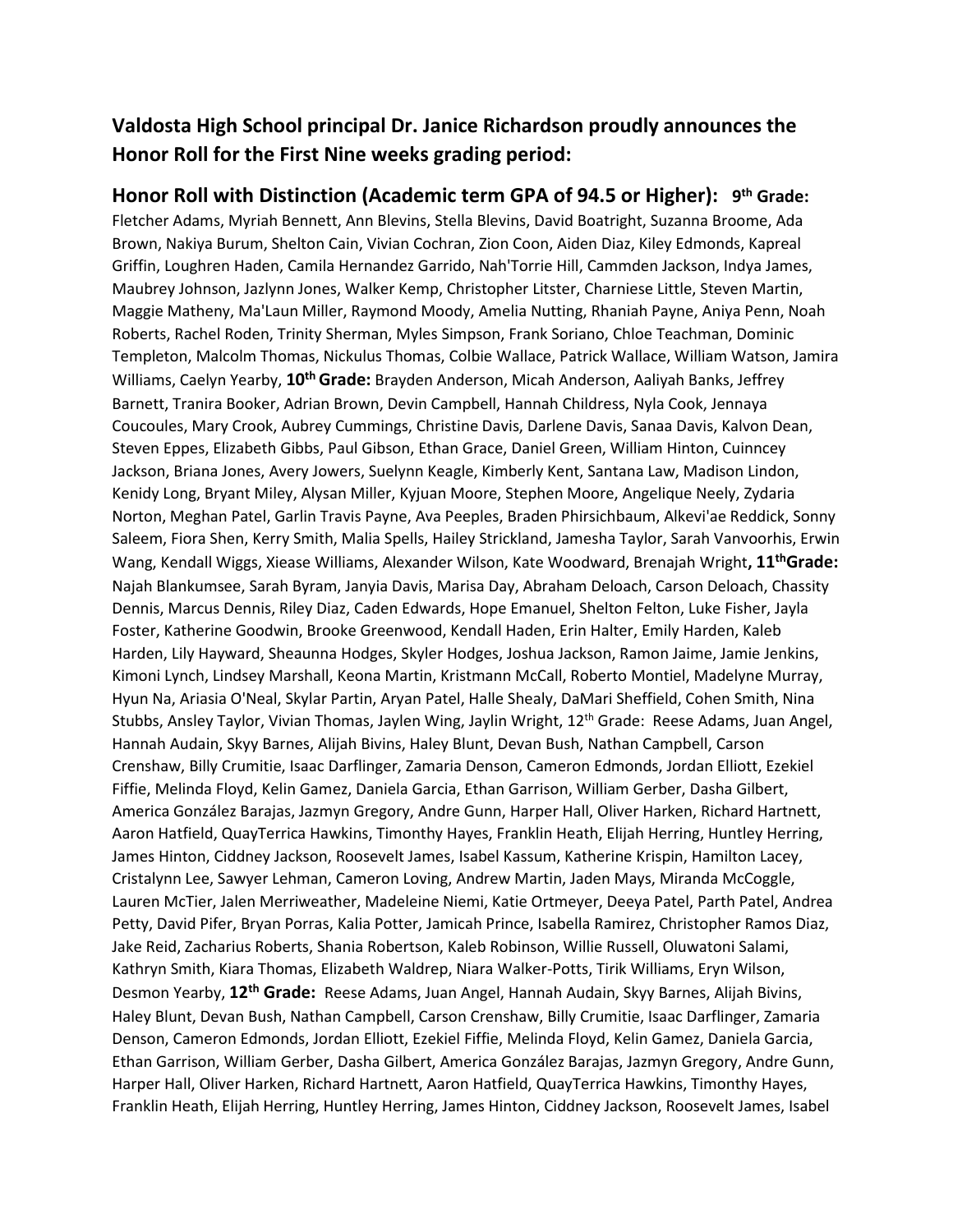## Valdosta High School principal Dr. Janice Richardson proudly announces the Honor Roll for the First Nine weeks grading period:

### Honor Roll with Distinction (Academic term GPA of 94.5 or Higher): 9th Grade:

Fletcher Adams, Myriah Bennett, Ann Blevins, Stella Blevins, David Boatright, Suzanna Broome, Ada Brown, Nakiya Burum, Shelton Cain, Vivian Cochran, Zion Coon, Aiden Diaz, Kiley Edmonds, Kapreal Griffin, Loughren Haden, Camila Hernandez Garrido, Nah'Torrie Hill, Cammden Jackson, Indya James, Maubrey Johnson, Jazlynn Jones, Walker Kemp, Christopher Litster, Charniese Little, Steven Martin, Maggie Matheny, Ma'Laun Miller, Raymond Moody, Amelia Nutting, Rhaniah Payne, Aniya Penn, Noah Roberts, Rachel Roden, Trinity Sherman, Myles Simpson, Frank Soriano, Chloe Teachman, Dominic Templeton, Malcolm Thomas, Nickulus Thomas, Colbie Wallace, Patrick Wallace, William Watson, Jamira Williams, Caelyn Yearby, **10th Grade:** Brayden Anderson, Micah Anderson, Aaliyah Banks, Jeffrey Barnett, Tranira Booker, Adrian Brown, Devin Campbell, Hannah Childress, Nyla Cook, Jennaya Coucoules, Mary Crook, Aubrey Cummings, Christine Davis, Darlene Davis, Sanaa Davis, Kalvon Dean, Steven Eppes, Elizabeth Gibbs, Paul Gibson, Ethan Grace, Daniel Green, William Hinton, Cuinncey Jackson, Briana Jones, Avery Jowers, Suelynn Keagle, Kimberly Kent, Santana Law, Madison Lindon, Kenidy Long, Bryant Miley, Alysan Miller, Kyjuan Moore, Stephen Moore, Angelique Neely, Zydaria Norton, Meghan Patel, Garlin Travis Payne, Ava Peeples, Braden Phirsichbaum, Alkevi'ae Reddick, Sonny Saleem, Fiora Shen, Kerry Smith, Malia Spells, Hailey Strickland, Jamesha Taylor, Sarah Vanvoorhis, Erwin Wang, Kendall Wiggs, Xiease Williams, Alexander Wilson, Kate Woodward, Brenajah Wright**, 11thGrade:** Najah Blankumsee, Sarah Byram, Janyia Davis, Marisa Day, Abraham Deloach, Carson Deloach, Chassity Dennis, Marcus Dennis, Riley Diaz, Caden Edwards, Hope Emanuel, Shelton Felton, Luke Fisher, Jayla Foster, Katherine Goodwin, Brooke Greenwood, Kendall Haden, Erin Halter, Emily Harden, Kaleb Harden, Lily Hayward, Sheaunna Hodges, Skyler Hodges, Joshua Jackson, Ramon Jaime, Jamie Jenkins, Kimoni Lynch, Lindsey Marshall, Keona Martin, Kristmann McCall, Roberto Montiel, Madelyne Murray, Hyun Na, Ariasia O'Neal, Skylar Partin, Aryan Patel, Halle Shealy, DaMari Sheffield, Cohen Smith, Nina Stubbs, Ansley Taylor, Vivian Thomas, Jaylen Wing, Jaylin Wright, 12th Grade: Reese Adams, Juan Angel, Hannah Audain, Skyy Barnes, Alijah Bivins, Haley Blunt, Devan Bush, Nathan Campbell, Carson Crenshaw, Billy Crumitie, Isaac Darflinger, Zamaria Denson, Cameron Edmonds, Jordan Elliott, Ezekiel Fiffie, Melinda Floyd, Kelin Gamez, Daniela Garcia, Ethan Garrison, William Gerber, Dasha Gilbert, America González Barajas, Jazmyn Gregory, Andre Gunn, Harper Hall, Oliver Harken, Richard Hartnett, Aaron Hatfield, QuayTerrica Hawkins, Timonthy Hayes, Franklin Heath, Elijah Herring, Huntley Herring, James Hinton, Ciddney Jackson, Roosevelt James, Isabel Kassum, Katherine Krispin, Hamilton Lacey, Cristalynn Lee, Sawyer Lehman, Cameron Loving, Andrew Martin, Jaden Mays, Miranda McCoggle, Lauren McTier, Jalen Merriweather, Madeleine Niemi, Katie Ortmeyer, Deeya Patel, Parth Patel, Andrea Petty, David Pifer, Bryan Porras, Kalia Potter, Jamicah Prince, Isabella Ramirez, Christopher Ramos Diaz, Jake Reid, Zacharius Roberts, Shania Robertson, Kaleb Robinson, Willie Russell, Oluwatoni Salami, Kathryn Smith, Kiara Thomas, Elizabeth Waldrep, Niara Walker-Potts, Tirik Williams, Eryn Wilson, Desmon Yearby, **12th Grade:** Reese Adams, Juan Angel, Hannah Audain, Skyy Barnes, Alijah Bivins, Haley Blunt, Devan Bush, Nathan Campbell, Carson Crenshaw, Billy Crumitie, Isaac Darflinger, Zamaria Denson, Cameron Edmonds, Jordan Elliott, Ezekiel Fiffie, Melinda Floyd, Kelin Gamez, Daniela Garcia, Ethan Garrison, William Gerber, Dasha Gilbert, America González Barajas, Jazmyn Gregory, Andre Gunn, Harper Hall, Oliver Harken, Richard Hartnett, Aaron Hatfield, QuayTerrica Hawkins, Timonthy Hayes, Franklin Heath, Elijah Herring, Huntley Herring, James Hinton, Ciddney Jackson, Roosevelt James, Isabel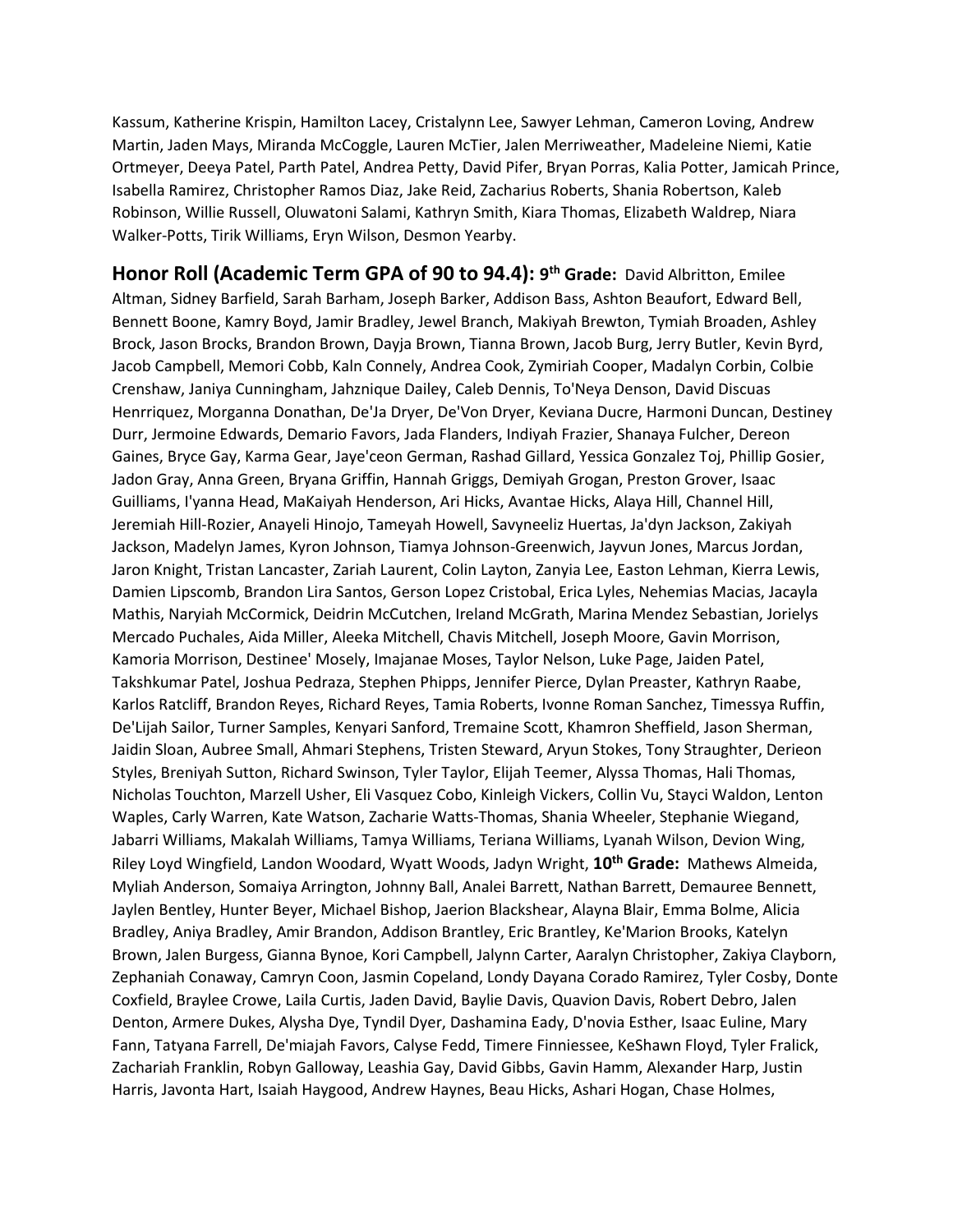Kassum, Katherine Krispin, Hamilton Lacey, Cristalynn Lee, Sawyer Lehman, Cameron Loving, Andrew Martin, Jaden Mays, Miranda McCoggle, Lauren McTier, Jalen Merriweather, Madeleine Niemi, Katie Ortmeyer, Deeya Patel, Parth Patel, Andrea Petty, David Pifer, Bryan Porras, Kalia Potter, Jamicah Prince, Isabella Ramirez, Christopher Ramos Diaz, Jake Reid, Zacharius Roberts, Shania Robertson, Kaleb Robinson, Willie Russell, Oluwatoni Salami, Kathryn Smith, Kiara Thomas, Elizabeth Waldrep, Niara Walker-Potts, Tirik Williams, Eryn Wilson, Desmon Yearby.

**Honor Roll (Academic Term GPA of 90 to 94.4): 9th Grade:** David Albritton, Emilee Altman, Sidney Barfield, Sarah Barham, Joseph Barker, Addison Bass, Ashton Beaufort, Edward Bell, Bennett Boone, Kamry Boyd, Jamir Bradley, Jewel Branch, Makiyah Brewton, Tymiah Broaden, Ashley Brock, Jason Brocks, Brandon Brown, Dayja Brown, Tianna Brown, Jacob Burg, Jerry Butler, Kevin Byrd, Jacob Campbell, Memori Cobb, Kaln Connely, Andrea Cook, Zymiriah Cooper, Madalyn Corbin, Colbie Crenshaw, Janiya Cunningham, Jahznique Dailey, Caleb Dennis, To'Neya Denson, David Discuas Henrriquez, Morganna Donathan, De'Ja Dryer, De'Von Dryer, Keviana Ducre, Harmoni Duncan, Destiney Durr, Jermoine Edwards, Demario Favors, Jada Flanders, Indiyah Frazier, Shanaya Fulcher, Dereon Gaines, Bryce Gay, Karma Gear, Jaye'ceon German, Rashad Gillard, Yessica Gonzalez Toj, Phillip Gosier, Jadon Gray, Anna Green, Bryana Griffin, Hannah Griggs, Demiyah Grogan, Preston Grover, Isaac Guilliams, I'yanna Head, MaKaiyah Henderson, Ari Hicks, Avantae Hicks, Alaya Hill, Channel Hill, Jeremiah Hill-Rozier, Anayeli Hinojo, Tameyah Howell, Savyneeliz Huertas, Ja'dyn Jackson, Zakiyah Jackson, Madelyn James, Kyron Johnson, Tiamya Johnson-Greenwich, Jayvun Jones, Marcus Jordan, Jaron Knight, Tristan Lancaster, Zariah Laurent, Colin Layton, Zanyia Lee, Easton Lehman, Kierra Lewis, Damien Lipscomb, Brandon Lira Santos, Gerson Lopez Cristobal, Erica Lyles, Nehemias Macias, Jacayla Mathis, Naryiah McCormick, Deidrin McCutchen, Ireland McGrath, Marina Mendez Sebastian, Jorielys Mercado Puchales, Aida Miller, Aleeka Mitchell, Chavis Mitchell, Joseph Moore, Gavin Morrison, Kamoria Morrison, Destinee' Mosely, Imajanae Moses, Taylor Nelson, Luke Page, Jaiden Patel, Takshkumar Patel, Joshua Pedraza, Stephen Phipps, Jennifer Pierce, Dylan Preaster, Kathryn Raabe, Karlos Ratcliff, Brandon Reyes, Richard Reyes, Tamia Roberts, Ivonne Roman Sanchez, Timessya Ruffin, De'Lijah Sailor, Turner Samples, Kenyari Sanford, Tremaine Scott, Khamron Sheffield, Jason Sherman, Jaidin Sloan, Aubree Small, Ahmari Stephens, Tristen Steward, Aryun Stokes, Tony Straughter, Derieon Styles, Breniyah Sutton, Richard Swinson, Tyler Taylor, Elijah Teemer, Alyssa Thomas, Hali Thomas, Nicholas Touchton, Marzell Usher, Eli Vasquez Cobo, Kinleigh Vickers, Collin Vu, Stayci Waldon, Lenton Waples, Carly Warren, Kate Watson, Zacharie Watts-Thomas, Shania Wheeler, Stephanie Wiegand, Jabarri Williams, Makalah Williams, Tamya Williams, Teriana Williams, Lyanah Wilson, Devion Wing, Riley Loyd Wingfield, Landon Woodard, Wyatt Woods, Jadyn Wright, **10th Grade:** Mathews Almeida, Myliah Anderson, Somaiya Arrington, Johnny Ball, Analei Barrett, Nathan Barrett, Demauree Bennett, Jaylen Bentley, Hunter Beyer, Michael Bishop, Jaerion Blackshear, Alayna Blair, Emma Bolme, Alicia Bradley, Aniya Bradley, Amir Brandon, Addison Brantley, Eric Brantley, Ke'Marion Brooks, Katelyn Brown, Jalen Burgess, Gianna Bynoe, Kori Campbell, Jalynn Carter, Aaralyn Christopher, Zakiya Clayborn, Zephaniah Conaway, Camryn Coon, Jasmin Copeland, Londy Dayana Corado Ramirez, Tyler Cosby, Donte Coxfield, Braylee Crowe, Laila Curtis, Jaden David, Baylie Davis, Quavion Davis, Robert Debro, Jalen Denton, Armere Dukes, Alysha Dye, Tyndil Dyer, Dashamina Eady, D'novia Esther, Isaac Euline, Mary Fann, Tatyana Farrell, De'miajah Favors, Calyse Fedd, Timere Finniessee, KeShawn Floyd, Tyler Fralick, Zachariah Franklin, Robyn Galloway, Leashia Gay, David Gibbs, Gavin Hamm, Alexander Harp, Justin Harris, Javonta Hart, Isaiah Haygood, Andrew Haynes, Beau Hicks, Ashari Hogan, Chase Holmes,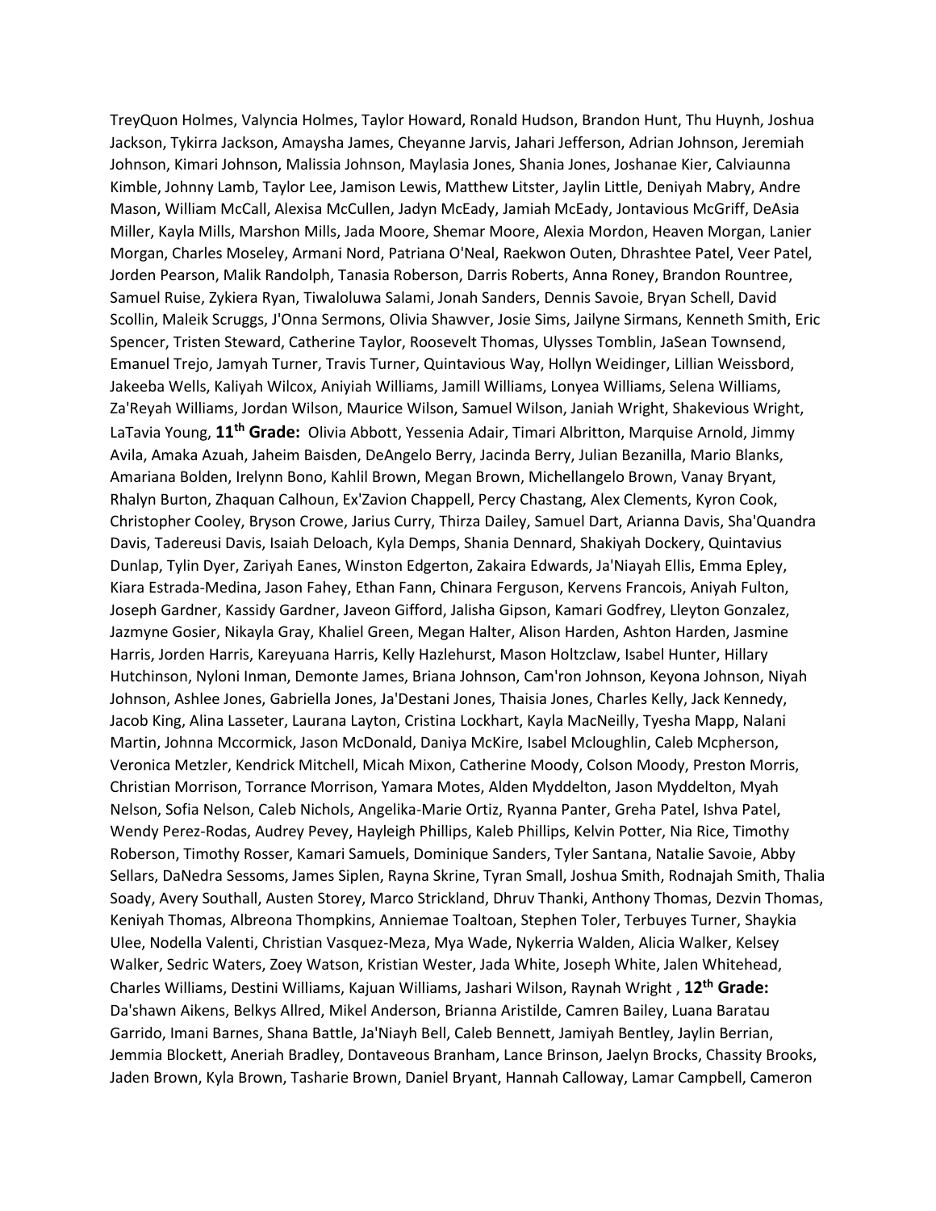TreyQuon Holmes, Valyncia Holmes, Taylor Howard, Ronald Hudson, Brandon Hunt, Thu Huynh, Joshua Jackson, Tykirra Jackson, Amaysha James, Cheyanne Jarvis, Jahari Jefferson, Adrian Johnson, Jeremiah Johnson, Kimari Johnson, Malissia Johnson, Maylasia Jones, Shania Jones, Joshanae Kier, Calviaunna Kimble, Johnny Lamb, Taylor Lee, Jamison Lewis, Matthew Litster, Jaylin Little, Deniyah Mabry, Andre Mason, William McCall, Alexisa McCullen, Jadyn McEady, Jamiah McEady, Jontavious McGriff, DeAsia Miller, Kayla Mills, Marshon Mills, Jada Moore, Shemar Moore, Alexia Mordon, Heaven Morgan, Lanier Morgan, Charles Moseley, Armani Nord, Patriana O'Neal, Raekwon Outen, Dhrashtee Patel, Veer Patel, Jorden Pearson, Malik Randolph, Tanasia Roberson, Darris Roberts, Anna Roney, Brandon Rountree, Samuel Ruise, Zykiera Ryan, Tiwaloluwa Salami, Jonah Sanders, Dennis Savoie, Bryan Schell, David Scollin, Maleik Scruggs, J'Onna Sermons, Olivia Shawver, Josie Sims, Jailyne Sirmans, Kenneth Smith, Eric Spencer, Tristen Steward, Catherine Taylor, Roosevelt Thomas, Ulysses Tomblin, JaSean Townsend, Emanuel Trejo, Jamyah Turner, Travis Turner, Quintavious Way, Hollyn Weidinger, Lillian Weissbord, Jakeeba Wells, Kaliyah Wilcox, Aniyiah Williams, Jamill Williams, Lonyea Williams, Selena Williams, Za'Reyah Williams, Jordan Wilson, Maurice Wilson, Samuel Wilson, Janiah Wright, Shakevious Wright, LaTavia Young, **11th Grade:** Olivia Abbott, Yessenia Adair, Timari Albritton, Marquise Arnold, Jimmy Avila, Amaka Azuah, Jaheim Baisden, DeAngelo Berry, Jacinda Berry, Julian Bezanilla, Mario Blanks, Amariana Bolden, Irelynn Bono, Kahlil Brown, Megan Brown, Michellangelo Brown, Vanay Bryant, Rhalyn Burton, Zhaquan Calhoun, Ex'Zavion Chappell, Percy Chastang, Alex Clements, Kyron Cook, Christopher Cooley, Bryson Crowe, Jarius Curry, Thirza Dailey, Samuel Dart, Arianna Davis, Sha'Quandra Davis, Tadereusi Davis, Isaiah Deloach, Kyla Demps, Shania Dennard, Shakiyah Dockery, Quintavius Dunlap, Tylin Dyer, Zariyah Eanes, Winston Edgerton, Zakaira Edwards, Ja'Niayah Ellis, Emma Epley, Kiara Estrada-Medina, Jason Fahey, Ethan Fann, Chinara Ferguson, Kervens Francois, Aniyah Fulton, Joseph Gardner, Kassidy Gardner, Javeon Gifford, Jalisha Gipson, Kamari Godfrey, Lleyton Gonzalez, Jazmyne Gosier, Nikayla Gray, Khaliel Green, Megan Halter, Alison Harden, Ashton Harden, Jasmine Harris, Jorden Harris, Kareyuana Harris, Kelly Hazlehurst, Mason Holtzclaw, Isabel Hunter, Hillary Hutchinson, Nyloni Inman, Demonte James, Briana Johnson, Cam'ron Johnson, Keyona Johnson, Niyah Johnson, Ashlee Jones, Gabriella Jones, Ja'Destani Jones, Thaisia Jones, Charles Kelly, Jack Kennedy, Jacob King, Alina Lasseter, Laurana Layton, Cristina Lockhart, Kayla MacNeilly, Tyesha Mapp, Nalani Martin, Johnna Mccormick, Jason McDonald, Daniya McKire, Isabel Mcloughlin, Caleb Mcpherson, Veronica Metzler, Kendrick Mitchell, Micah Mixon, Catherine Moody, Colson Moody, Preston Morris, Christian Morrison, Torrance Morrison, Yamara Motes, Alden Myddelton, Jason Myddelton, Myah Nelson, Sofia Nelson, Caleb Nichols, Angelika-Marie Ortiz, Ryanna Panter, Greha Patel, Ishva Patel, Wendy Perez-Rodas, Audrey Pevey, Hayleigh Phillips, Kaleb Phillips, Kelvin Potter, Nia Rice, Timothy Roberson, Timothy Rosser, Kamari Samuels, Dominique Sanders, Tyler Santana, Natalie Savoie, Abby Sellars, DaNedra Sessoms, James Siplen, Rayna Skrine, Tyran Small, Joshua Smith, Rodnajah Smith, Thalia Soady, Avery Southall, Austen Storey, Marco Strickland, Dhruv Thanki, Anthony Thomas, Dezvin Thomas, Keniyah Thomas, Albreona Thompkins, Anniemae Toaltoan, Stephen Toler, Terbuyes Turner, Shaykia Ulee, Nodella Valenti, Christian Vasquez-Meza, Mya Wade, Nykerria Walden, Alicia Walker, Kelsey Walker, Sedric Waters, Zoey Watson, Kristian Wester, Jada White, Joseph White, Jalen Whitehead, Charles Williams, Destini Williams, Kajuan Williams, Jashari Wilson, Raynah Wright , **12th Grade:** Da'shawn Aikens, Belkys Allred, Mikel Anderson, Brianna Aristilde, Camren Bailey, Luana Baratau Garrido, Imani Barnes, Shana Battle, Ja'Niayh Bell, Caleb Bennett, Jamiyah Bentley, Jaylin Berrian, Jemmia Blockett, Aneriah Bradley, Dontaveous Branham, Lance Brinson, Jaelyn Brocks, Chassity Brooks, Jaden Brown, Kyla Brown, Tasharie Brown, Daniel Bryant, Hannah Calloway, Lamar Campbell, Cameron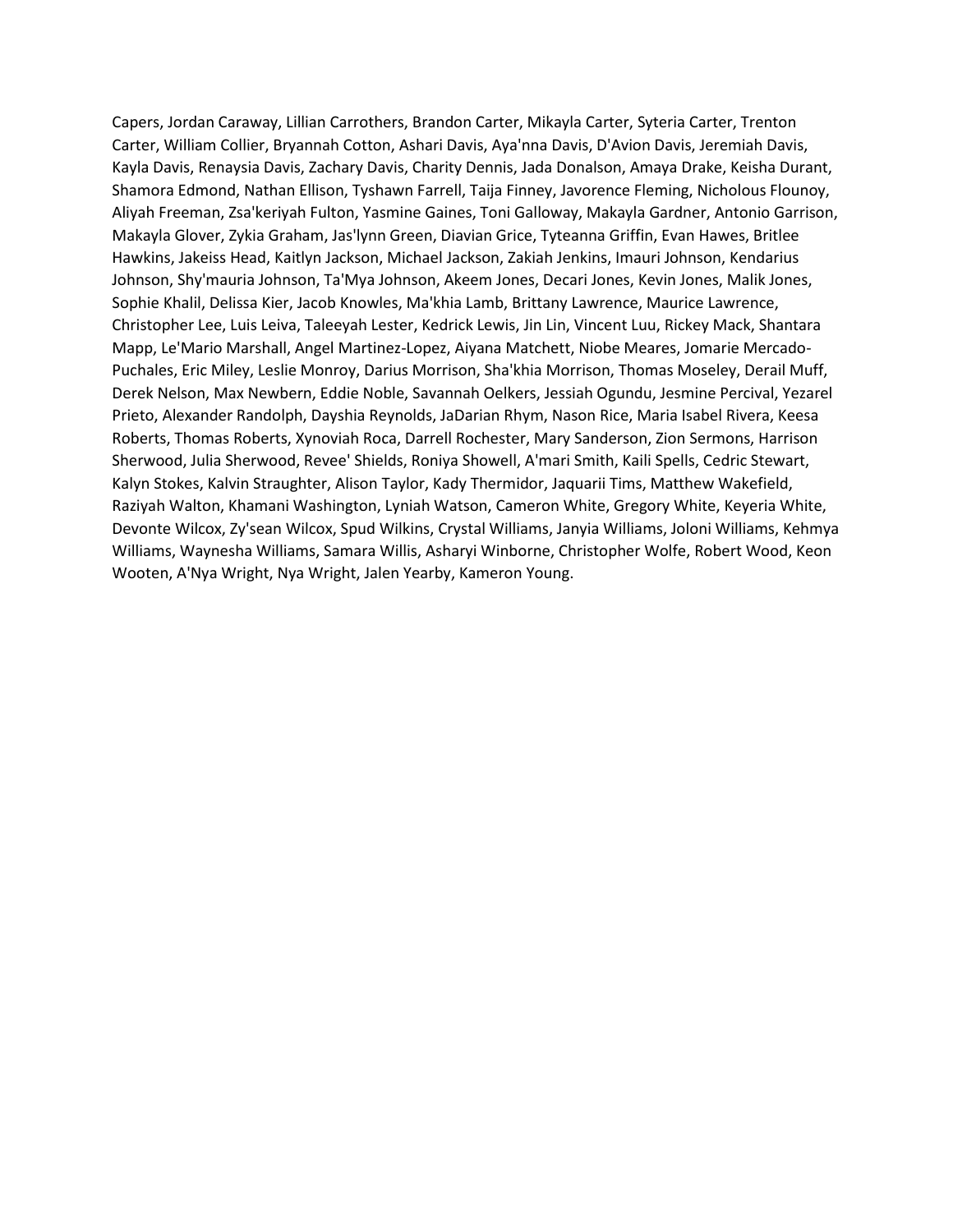Capers, Jordan Caraway, Lillian Carrothers, Brandon Carter, Mikayla Carter, Syteria Carter, Trenton Carter, William Collier, Bryannah Cotton, Ashari Davis, Aya'nna Davis, D'Avion Davis, Jeremiah Davis, Kayla Davis, Renaysia Davis, Zachary Davis, Charity Dennis, Jada Donalson, Amaya Drake, Keisha Durant, Shamora Edmond, Nathan Ellison, Tyshawn Farrell, Taija Finney, Javorence Fleming, Nicholous Flounoy, Aliyah Freeman, Zsa'keriyah Fulton, Yasmine Gaines, Toni Galloway, Makayla Gardner, Antonio Garrison, Makayla Glover, Zykia Graham, Jas'lynn Green, Diavian Grice, Tyteanna Griffin, Evan Hawes, Britlee Hawkins, Jakeiss Head, Kaitlyn Jackson, Michael Jackson, Zakiah Jenkins, Imauri Johnson, Kendarius Johnson, Shy'mauria Johnson, Ta'Mya Johnson, Akeem Jones, Decari Jones, Kevin Jones, Malik Jones, Sophie Khalil, Delissa Kier, Jacob Knowles, Ma'khia Lamb, Brittany Lawrence, Maurice Lawrence, Christopher Lee, Luis Leiva, Taleeyah Lester, Kedrick Lewis, Jin Lin, Vincent Luu, Rickey Mack, Shantara Mapp, Le'Mario Marshall, Angel Martinez-Lopez, Aiyana Matchett, Niobe Meares, Jomarie Mercado-Puchales, Eric Miley, Leslie Monroy, Darius Morrison, Sha'khia Morrison, Thomas Moseley, Derail Muff, Derek Nelson, Max Newbern, Eddie Noble, Savannah Oelkers, Jessiah Ogundu, Jesmine Percival, Yezarel Prieto, Alexander Randolph, Dayshia Reynolds, JaDarian Rhym, Nason Rice, Maria Isabel Rivera, Keesa Roberts, Thomas Roberts, Xynoviah Roca, Darrell Rochester, Mary Sanderson, Zion Sermons, Harrison Sherwood, Julia Sherwood, Revee' Shields, Roniya Showell, A'mari Smith, Kaili Spells, Cedric Stewart, Kalyn Stokes, Kalvin Straughter, Alison Taylor, Kady Thermidor, Jaquarii Tims, Matthew Wakefield, Raziyah Walton, Khamani Washington, Lyniah Watson, Cameron White, Gregory White, Keyeria White, Devonte Wilcox, Zy'sean Wilcox, Spud Wilkins, Crystal Williams, Janyia Williams, Joloni Williams, Kehmya Williams, Waynesha Williams, Samara Willis, Asharyi Winborne, Christopher Wolfe, Robert Wood, Keon Wooten, A'Nya Wright, Nya Wright, Jalen Yearby, Kameron Young.